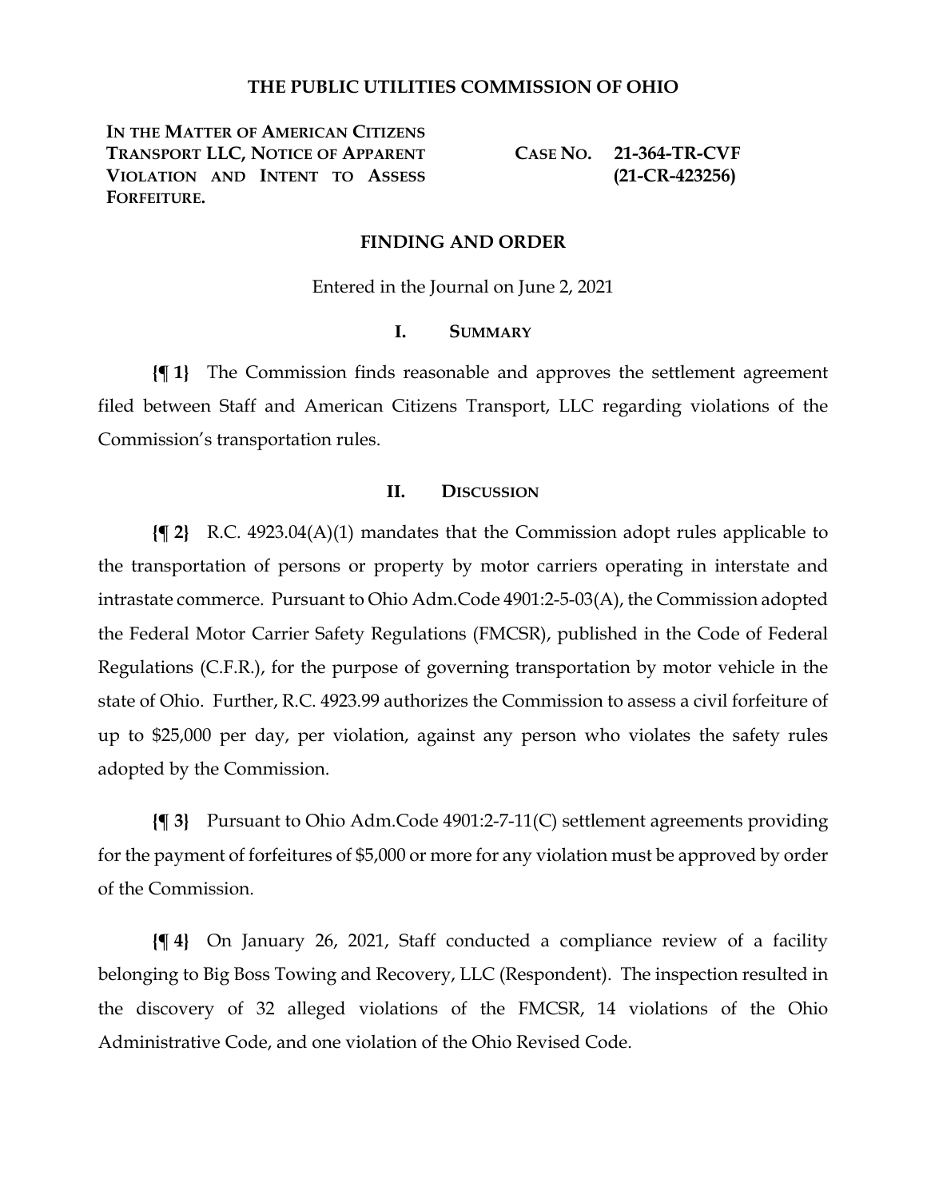# THE PUBLIC UTILITIES COMMISSION OF OHIO

| **IN THE MATTER OF AMERICAN CITIZENS TRANSPORT LLC, NOTICE OF APPARENT VIOLATION AND INTENT TO ASSESS FORFEITURE.** | **CASE NO. 21-364-TR-CVF (21-CR-423256)** |
|---|---|

## FINDING AND ORDER

Entered in the Journal on June 2, 2021

### I. SUMMARY

**{¶ 1}** The Commission finds reasonable and approves the settlement agreement filed between Staff and American Citizens Transport, LLC regarding violations of the Commission's transportation rules.

### II. DISCUSSION

**{¶ 2}** R.C. 4923.04(A)(1) mandates that the Commission adopt rules applicable to the transportation of persons or property by motor carriers operating in interstate and intrastate commerce. Pursuant to Ohio Adm.Code 4901:2-5-03(A), the Commission adopted the Federal Motor Carrier Safety Regulations (FMCSR), published in the Code of Federal Regulations (C.F.R.), for the purpose of governing transportation by motor vehicle in the state of Ohio. Further, R.C. 4923.99 authorizes the Commission to assess a civil forfeiture of up to $25,000 per day, per violation, against any person who violates the safety rules adopted by the Commission.

**{¶ 3}** Pursuant to Ohio Adm.Code 4901:2-7-11(C) settlement agreements providing for the payment of forfeitures of $5,000 or more for any violation must be approved by order of the Commission.

**{¶ 4}** On January 26, 2021, Staff conducted a compliance review of a facility belonging to Big Boss Towing and Recovery, LLC (Respondent). The inspection resulted in the discovery of 32 alleged violations of the FMCSR, 14 violations of the Ohio Administrative Code, and one violation of the Ohio Revised Code.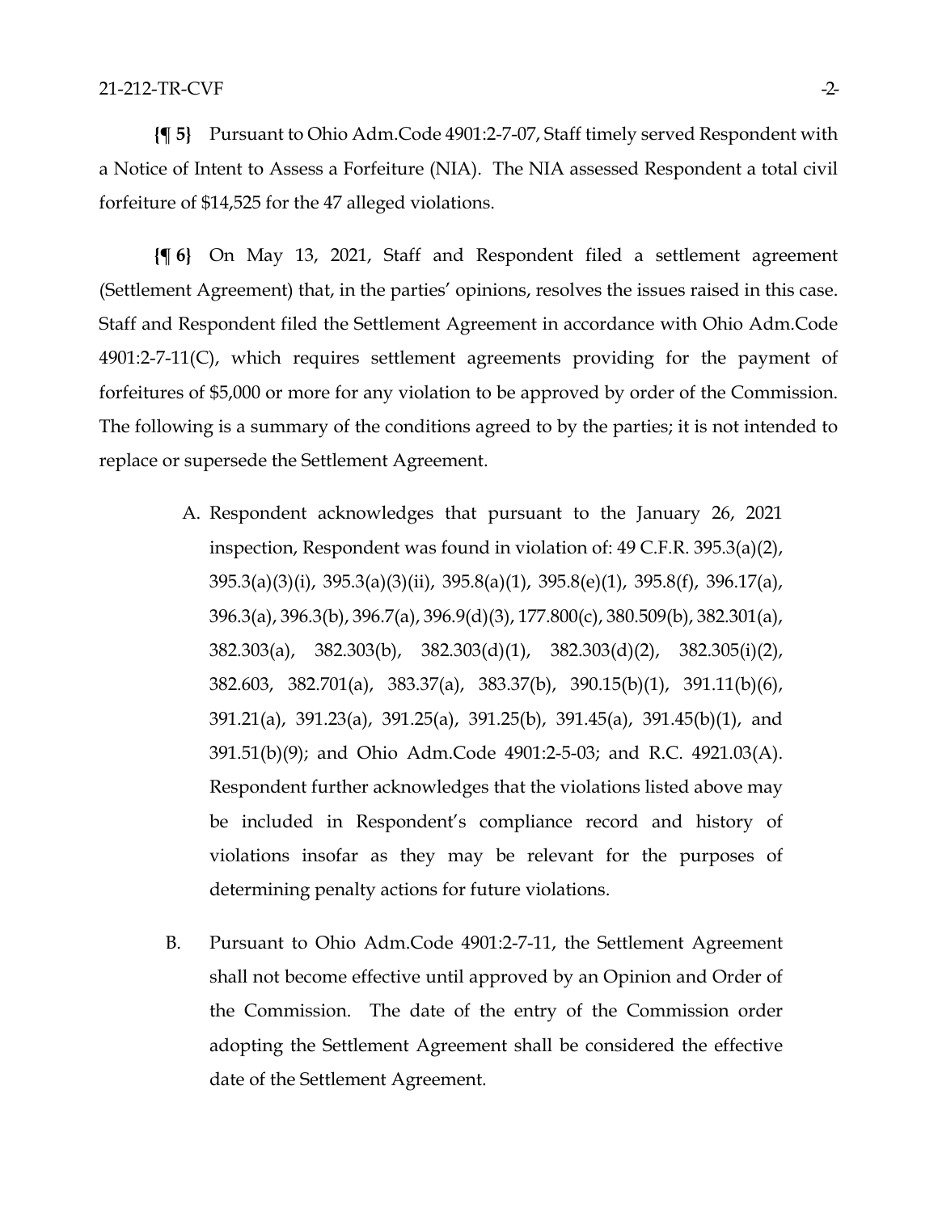**{¶ 5}** Pursuant to Ohio Adm.Code 4901:2-7-07, Staff timely served Respondent with a Notice of Intent to Assess a Forfeiture (NIA). The NIA assessed Respondent a total civil forfeiture of $14,525 for the 47 alleged violations.

**{¶ 6}** On May 13, 2021, Staff and Respondent filed a settlement agreement (Settlement Agreement) that, in the parties' opinions, resolves the issues raised in this case. Staff and Respondent filed the Settlement Agreement in accordance with Ohio Adm.Code 4901:2-7-11(C), which requires settlement agreements providing for the payment of forfeitures of $5,000 or more for any violation to be approved by order of the Commission. The following is a summary of the conditions agreed to by the parties; it is not intended to replace or supersede the Settlement Agreement.

A. Respondent acknowledges that pursuant to the January 26, 2021 inspection, Respondent was found in violation of: 49 C.F.R. 395.3(a)(2), 395.3(a)(3)(i), 395.3(a)(3)(ii), 395.8(a)(1), 395.8(e)(1), 395.8(f), 396.17(a), 396.3(a), 396.3(b), 396.7(a), 396.9(d)(3), 177.800(c), 380.509(b), 382.301(a), 382.303(a), 382.303(b), 382.303(d)(1), 382.303(d)(2), 382.305(i)(2), 382.603, 382.701(a), 383.37(a), 383.37(b), 390.15(b)(1), 391.11(b)(6), 391.21(a), 391.23(a), 391.25(a), 391.25(b), 391.45(a), 391.45(b)(1), and 391.51(b)(9); and Ohio Adm.Code 4901:2-5-03; and R.C. 4921.03(A). Respondent further acknowledges that the violations listed above may be included in Respondent's compliance record and history of violations insofar as they may be relevant for the purposes of determining penalty actions for future violations.

B. Pursuant to Ohio Adm.Code 4901:2-7-11, the Settlement Agreement shall not become effective until approved by an Opinion and Order of the Commission. The date of the entry of the Commission order adopting the Settlement Agreement shall be considered the effective date of the Settlement Agreement.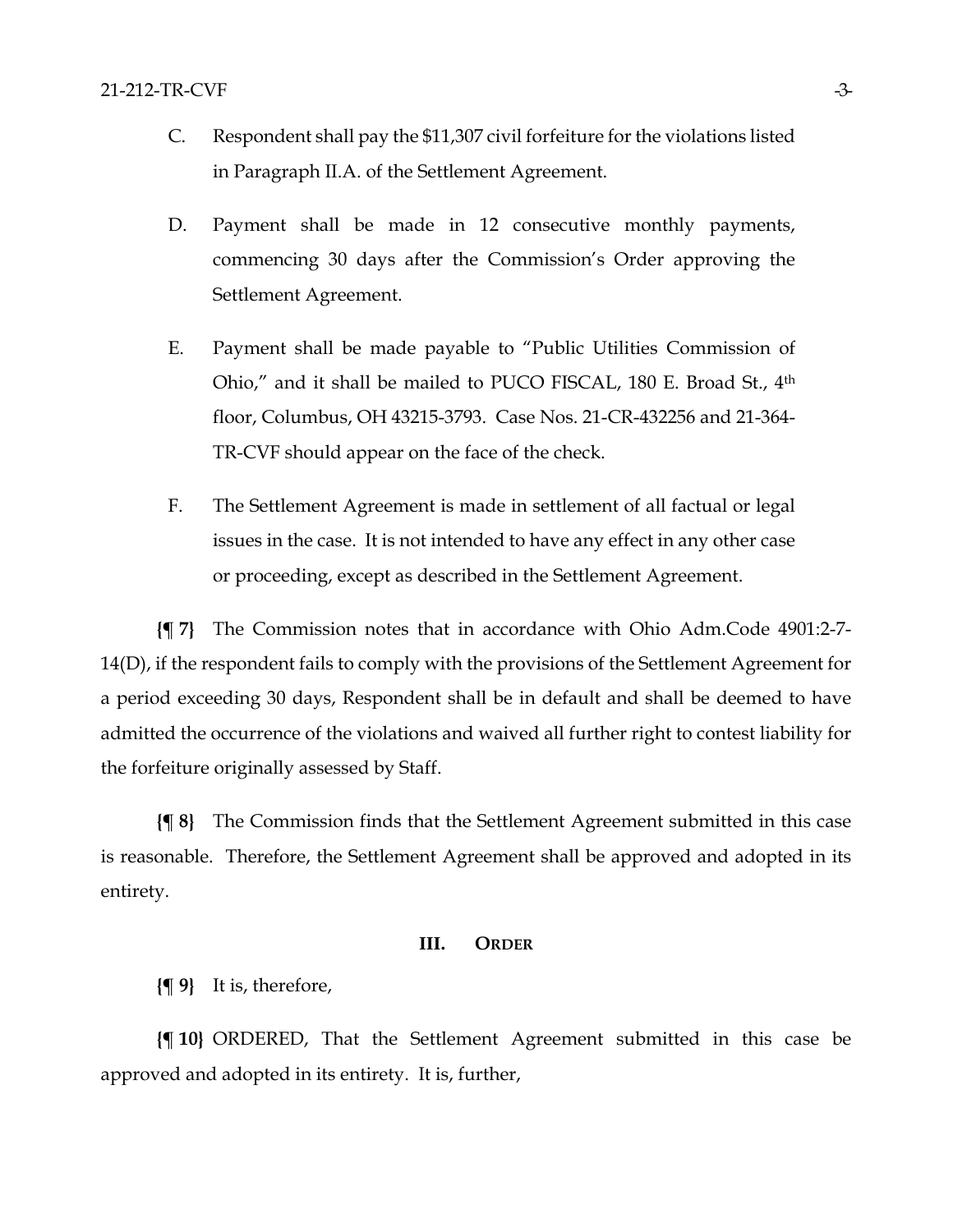C. Respondent shall pay the $11,307 civil forfeiture for the violations listed in Paragraph II.A. of the Settlement Agreement.

D. Payment shall be made in 12 consecutive monthly payments, commencing 30 days after the Commission's Order approving the Settlement Agreement.

E. Payment shall be made payable to "Public Utilities Commission of Ohio," and it shall be mailed to PUCO FISCAL, 180 E. Broad St., 4th floor, Columbus, OH 43215-3793. Case Nos. 21-CR-432256 and 21-364-TR-CVF should appear on the face of the check.

F. The Settlement Agreement is made in settlement of all factual or legal issues in the case. It is not intended to have any effect in any other case or proceeding, except as described in the Settlement Agreement.

**{¶ 7}** The Commission notes that in accordance with Ohio Adm.Code 4901:2-7-14(D), if the respondent fails to comply with the provisions of the Settlement Agreement for a period exceeding 30 days, Respondent shall be in default and shall be deemed to have admitted the occurrence of the violations and waived all further right to contest liability for the forfeiture originally assessed by Staff.

**{¶ 8}** The Commission finds that the Settlement Agreement submitted in this case is reasonable. Therefore, the Settlement Agreement shall be approved and adopted in its entirety.

## III. ORDER

**{¶ 9}** It is, therefore,

**{¶ 10}** ORDERED, That the Settlement Agreement submitted in this case be approved and adopted in its entirety. It is, further,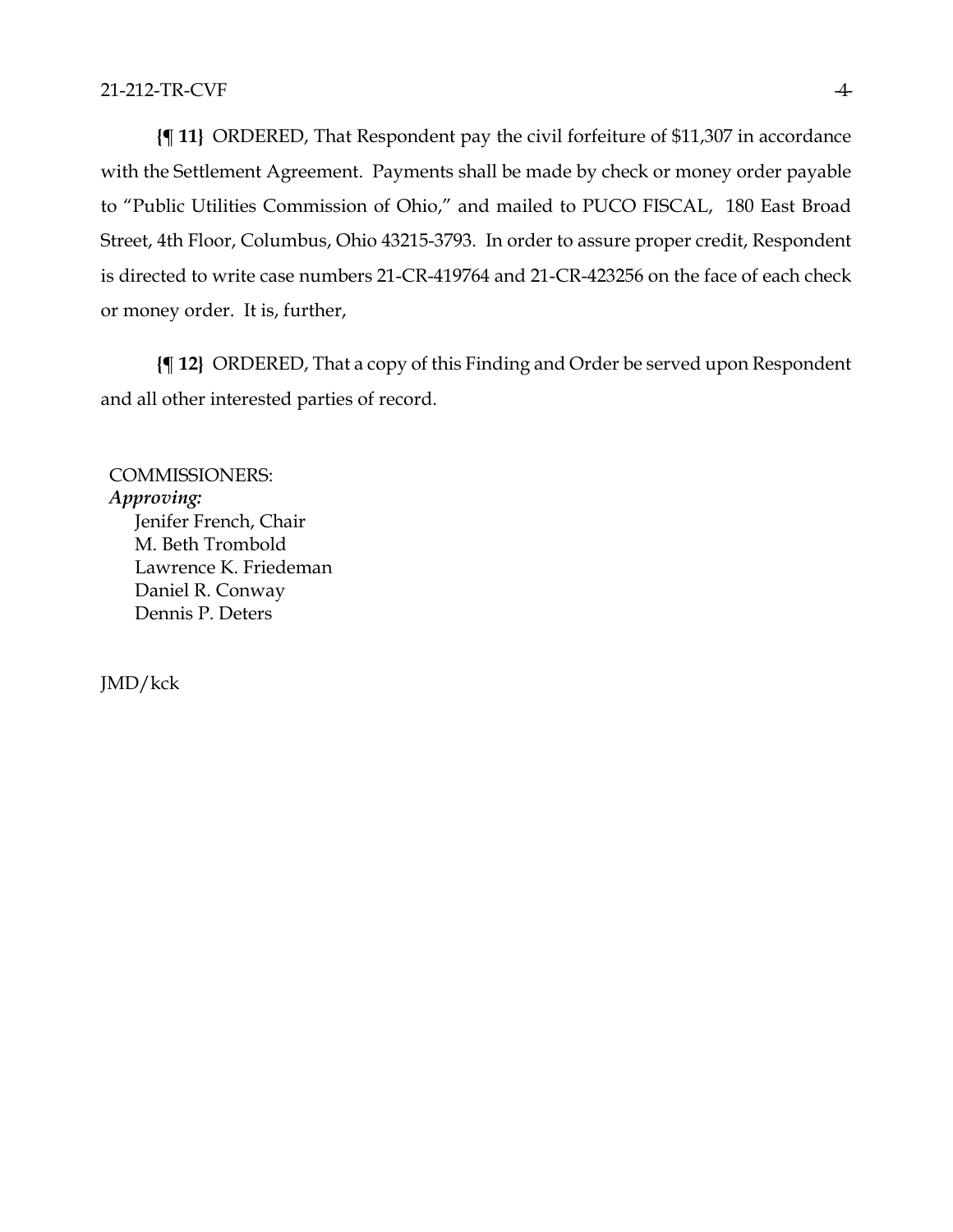**{¶ 11}** ORDERED, That Respondent pay the civil forfeiture of $11,307 in accordance with the Settlement Agreement. Payments shall be made by check or money order payable to "Public Utilities Commission of Ohio," and mailed to PUCO FISCAL, 180 East Broad Street, 4th Floor, Columbus, Ohio 43215-3793. In order to assure proper credit, Respondent is directed to write case numbers 21-CR-419764 and 21-CR-423256 on the face of each check or money order. It is, further,

**{¶ 12}** ORDERED, That a copy of this Finding and Order be served upon Respondent and all other interested parties of record.

COMMISSIONERS:
*Approving:*
Jenifer French, Chair
M. Beth Trombold
Lawrence K. Friedeman
Daniel R. Conway
Dennis P. Deters

JMD/kck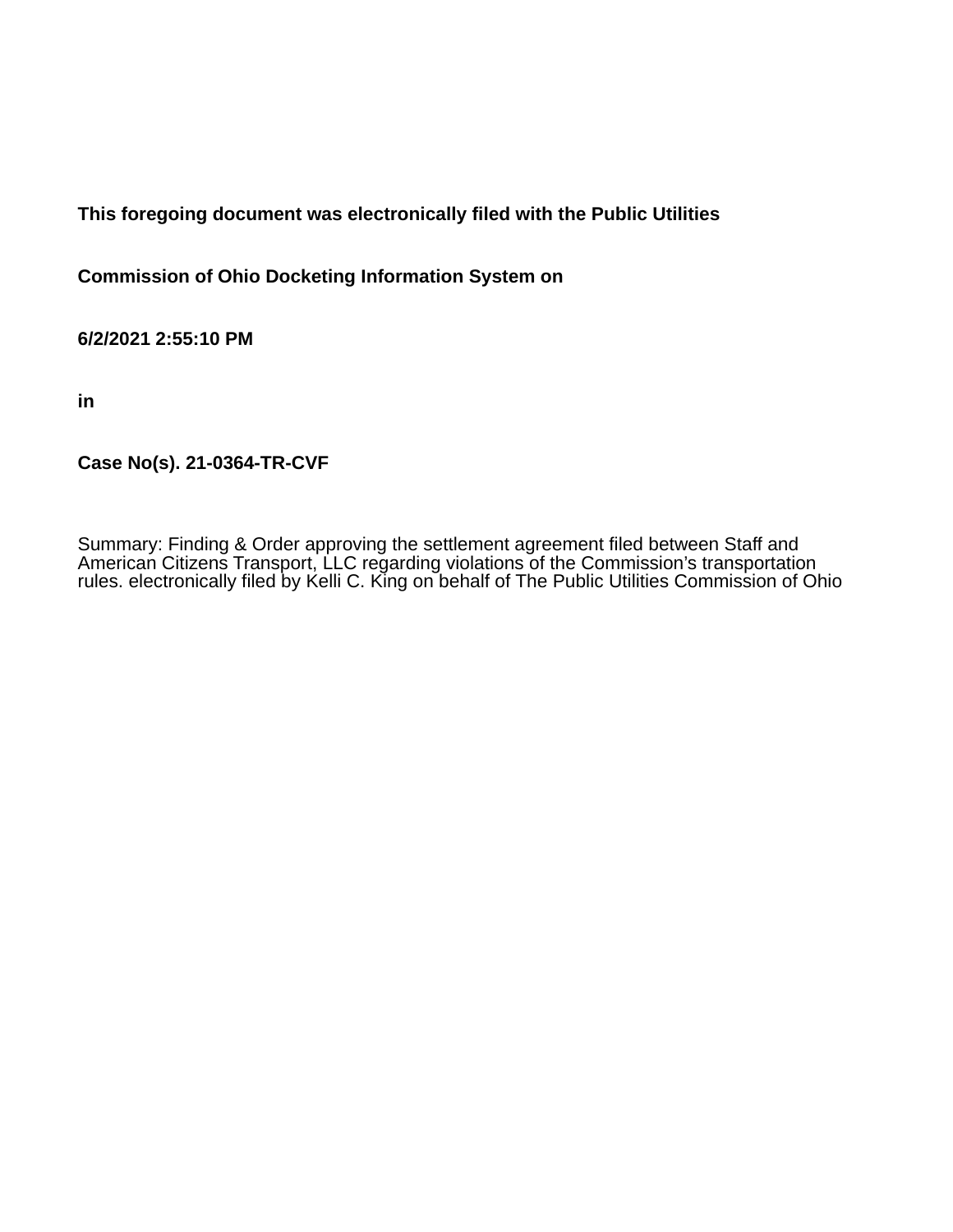**This foregoing document was electronically filed with the Public Utilities**

**Commission of Ohio Docketing Information System on**

**6/2/2021 2:55:10 PM**

**in**

**Case No(s). 21-0364-TR-CVF**

Summary: Finding & Order approving the settlement agreement filed between Staff and American Citizens Transport, LLC regarding violations of the Commission's transportation rules. electronically filed by Kelli C. King on behalf of The Public Utilities Commission of Ohio